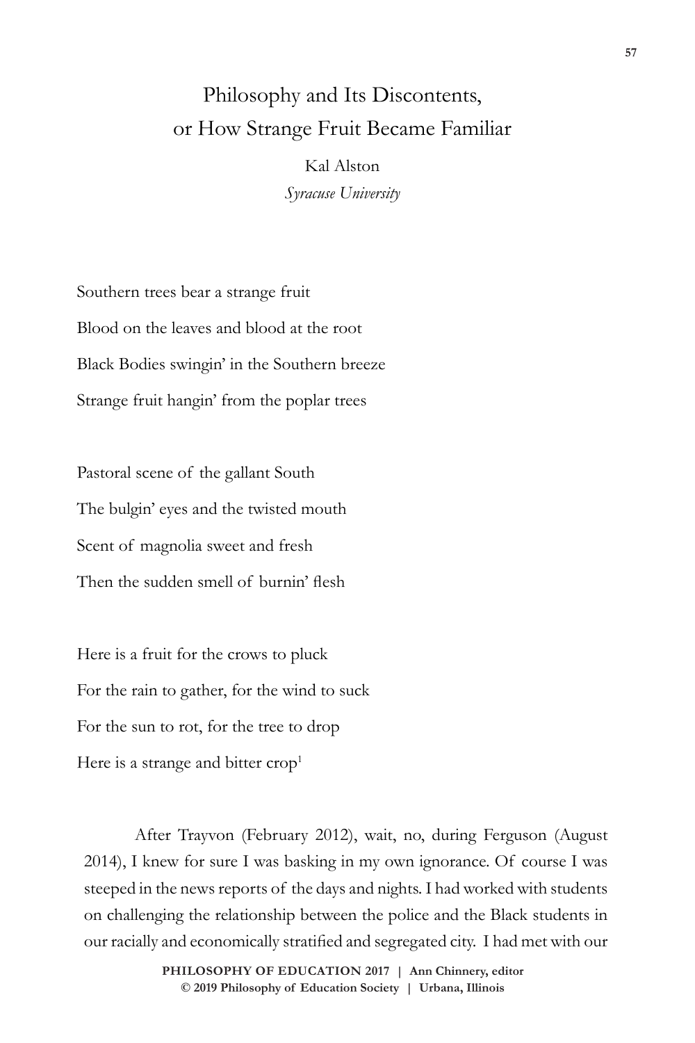# Philosophy and Its Discontents, or How Strange Fruit Became Familiar

Kal Alston
*Syracuse University*

Southern trees bear a strange fruit
Blood on the leaves and blood at the root
Black Bodies swingin' in the Southern breeze
Strange fruit hangin' from the poplar trees

Pastoral scene of the gallant South
The bulgin' eyes and the twisted mouth
Scent of magnolia sweet and fresh
Then the sudden smell of burnin' flesh

Here is a fruit for the crows to pluck
For the rain to gather, for the wind to suck
For the sun to rot, for the tree to drop
Here is a strange and bitter crop[1]

After Trayvon (February 2012), wait, no, during Ferguson (August 2014), I knew for sure I was basking in my own ignorance. Of course I was steeped in the news reports of the days and nights. I had worked with students on challenging the relationship between the police and the Black students in our racially and economically stratified and segregated city. I had met with our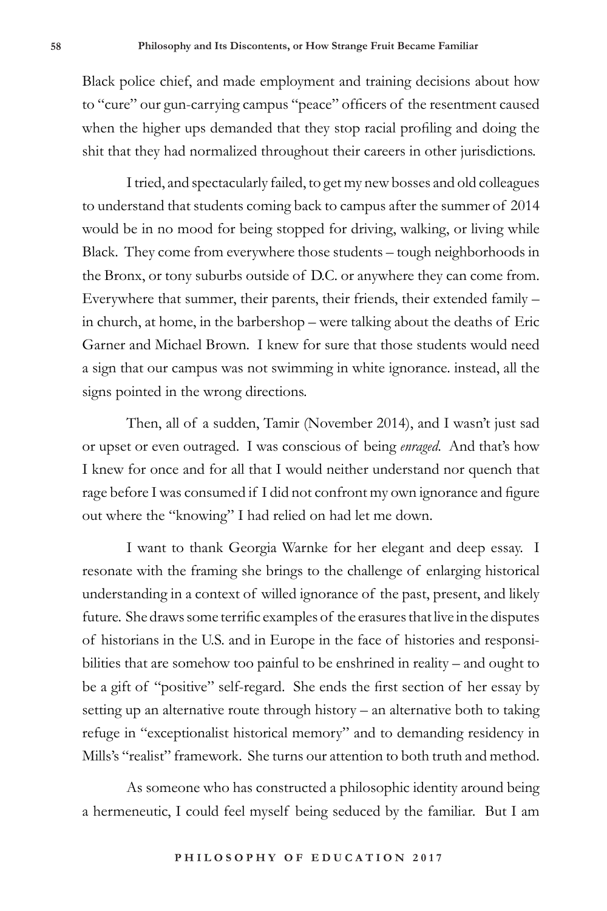Black police chief, and made employment and training decisions about how to "cure" our gun-carrying campus "peace" officers of the resentment caused when the higher ups demanded that they stop racial profiling and doing the shit that they had normalized throughout their careers in other jurisdictions.

I tried, and spectacularly failed, to get my new bosses and old colleagues to understand that students coming back to campus after the summer of 2014 would be in no mood for being stopped for driving, walking, or living while Black. They come from everywhere those students – tough neighborhoods in the Bronx, or tony suburbs outside of D.C. or anywhere they can come from. Everywhere that summer, their parents, their friends, their extended family – in church, at home, in the barbershop – were talking about the deaths of Eric Garner and Michael Brown. I knew for sure that those students would need a sign that our campus was not swimming in white ignorance. instead, all the signs pointed in the wrong directions.

Then, all of a sudden, Tamir (November 2014), and I wasn't just sad or upset or even outraged. I was conscious of being *enraged*. And that's how I knew for once and for all that I would neither understand nor quench that rage before I was consumed if I did not confront my own ignorance and figure out where the "knowing" I had relied on had let me down.

I want to thank Georgia Warnke for her elegant and deep essay. I resonate with the framing she brings to the challenge of enlarging historical understanding in a context of willed ignorance of the past, present, and likely future. She draws some terrific examples of the erasures that live in the disputes of historians in the U.S. and in Europe in the face of histories and responsibilities that are somehow too painful to be enshrined in reality – and ought to be a gift of "positive" self-regard. She ends the first section of her essay by setting up an alternative route through history – an alternative both to taking refuge in "exceptionalist historical memory" and to demanding residency in Mills's "realist" framework. She turns our attention to both truth and method.

As someone who has constructed a philosophic identity around being a hermeneutic, I could feel myself being seduced by the familiar. But I am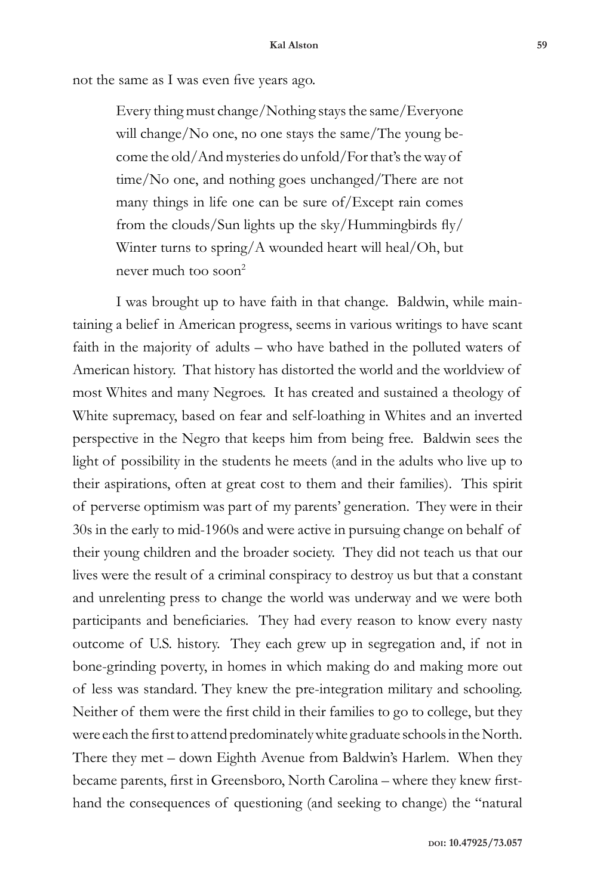not the same as I was even five years ago.

> Every thing must change/Nothing stays the same/Everyone will change/No one, no one stays the same/The young become the old/And mysteries do unfold/For that's the way of time/No one, and nothing goes unchanged/There are not many things in life one can be sure of/Except rain comes from the clouds/Sun lights up the sky/Hummingbirds fly/Winter turns to spring/A wounded heart will heal/Oh, but never much too soon[2]

I was brought up to have faith in that change. Baldwin, while maintaining a belief in American progress, seems in various writings to have scant faith in the majority of adults – who have bathed in the polluted waters of American history. That history has distorted the world and the worldview of most Whites and many Negroes. It has created and sustained a theology of White supremacy, based on fear and self-loathing in Whites and an inverted perspective in the Negro that keeps him from being free. Baldwin sees the light of possibility in the students he meets (and in the adults who live up to their aspirations, often at great cost to them and their families). This spirit of perverse optimism was part of my parents' generation. They were in their 30s in the early to mid-1960s and were active in pursuing change on behalf of their young children and the broader society. They did not teach us that our lives were the result of a criminal conspiracy to destroy us but that a constant and unrelenting press to change the world was underway and we were both participants and beneficiaries. They had every reason to know every nasty outcome of U.S. history. They each grew up in segregation and, if not in bone-grinding poverty, in homes in which making do and making more out of less was standard. They knew the pre-integration military and schooling. Neither of them were the first child in their families to go to college, but they were each the first to attend predominately white graduate schools in the North. There they met – down Eighth Avenue from Baldwin's Harlem. When they became parents, first in Greensboro, North Carolina – where they knew first-hand the consequences of questioning (and seeking to change) the "natural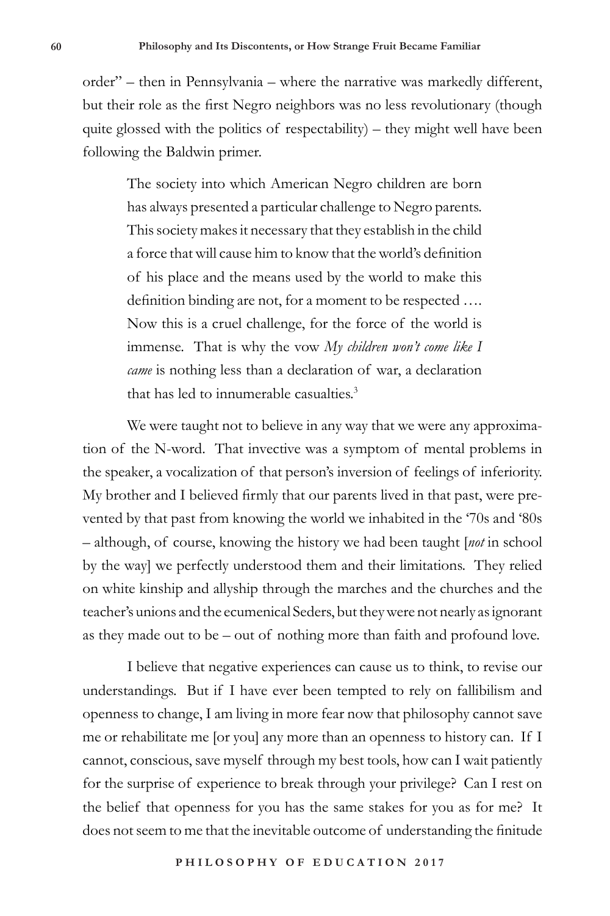order" – then in Pennsylvania – where the narrative was markedly different, but their role as the first Negro neighbors was no less revolutionary (though quite glossed with the politics of respectability) – they might well have been following the Baldwin primer.

> The society into which American Negro children are born has always presented a particular challenge to Negro parents. This society makes it necessary that they establish in the child a force that will cause him to know that the world's definition of his place and the means used by the world to make this definition binding are not, for a moment to be respected …. Now this is a cruel challenge, for the force of the world is immense. That is why the vow *My children won't come like I came* is nothing less than a declaration of war, a declaration that has led to innumerable casualties.[3]

We were taught not to believe in any way that we were any approximation of the N-word. That invective was a symptom of mental problems in the speaker, a vocalization of that person's inversion of feelings of inferiority. My brother and I believed firmly that our parents lived in that past, were prevented by that past from knowing the world we inhabited in the '70s and '80s – although, of course, knowing the history we had been taught [*not* in school by the way] we perfectly understood them and their limitations. They relied on white kinship and allyship through the marches and the churches and the teacher's unions and the ecumenical Seders, but they were not nearly as ignorant as they made out to be – out of nothing more than faith and profound love.

I believe that negative experiences can cause us to think, to revise our understandings. But if I have ever been tempted to rely on fallibilism and openness to change, I am living in more fear now that philosophy cannot save me or rehabilitate me [or you] any more than an openness to history can. If I cannot, conscious, save myself through my best tools, how can I wait patiently for the surprise of experience to break through your privilege? Can I rest on the belief that openness for you has the same stakes for you as for me? It does not seem to me that the inevitable outcome of understanding the finitude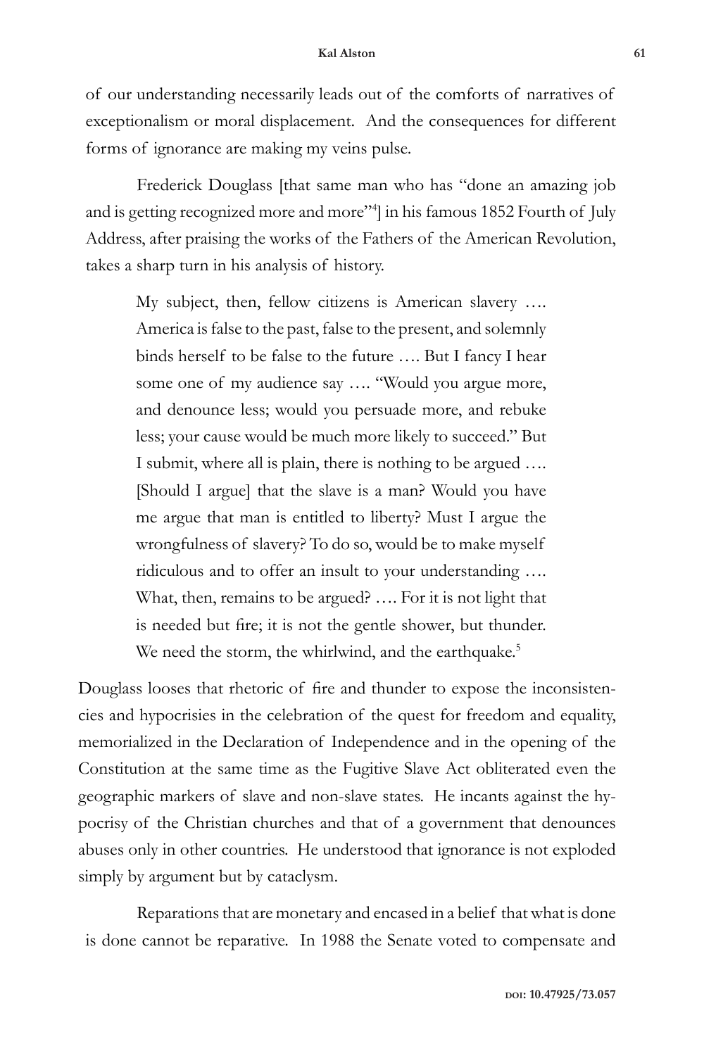of our understanding necessarily leads out of the comforts of narratives of exceptionalism or moral displacement. And the consequences for different forms of ignorance are making my veins pulse.

Frederick Douglass [that same man who has "done an amazing job and is getting recognized more and more"[4]] in his famous 1852 Fourth of July Address, after praising the works of the Fathers of the American Revolution, takes a sharp turn in his analysis of history.

> My subject, then, fellow citizens is American slavery …. America is false to the past, false to the present, and solemnly binds herself to be false to the future …. But I fancy I hear some one of my audience say …. "Would you argue more, and denounce less; would you persuade more, and rebuke less; your cause would be much more likely to succeed." But I submit, where all is plain, there is nothing to be argued …. [Should I argue] that the slave is a man? Would you have me argue that man is entitled to liberty? Must I argue the wrongfulness of slavery? To do so, would be to make myself ridiculous and to offer an insult to your understanding …. What, then, remains to be argued? …. For it is not light that is needed but fire; it is not the gentle shower, but thunder. We need the storm, the whirlwind, and the earthquake.[5]

Douglass looses that rhetoric of fire and thunder to expose the inconsistencies and hypocrisies in the celebration of the quest for freedom and equality, memorialized in the Declaration of Independence and in the opening of the Constitution at the same time as the Fugitive Slave Act obliterated even the geographic markers of slave and non-slave states. He incants against the hypocrisy of the Christian churches and that of a government that denounces abuses only in other countries. He understood that ignorance is not exploded simply by argument but by cataclysm.

Reparations that are monetary and encased in a belief that what is done is done cannot be reparative. In 1988 the Senate voted to compensate and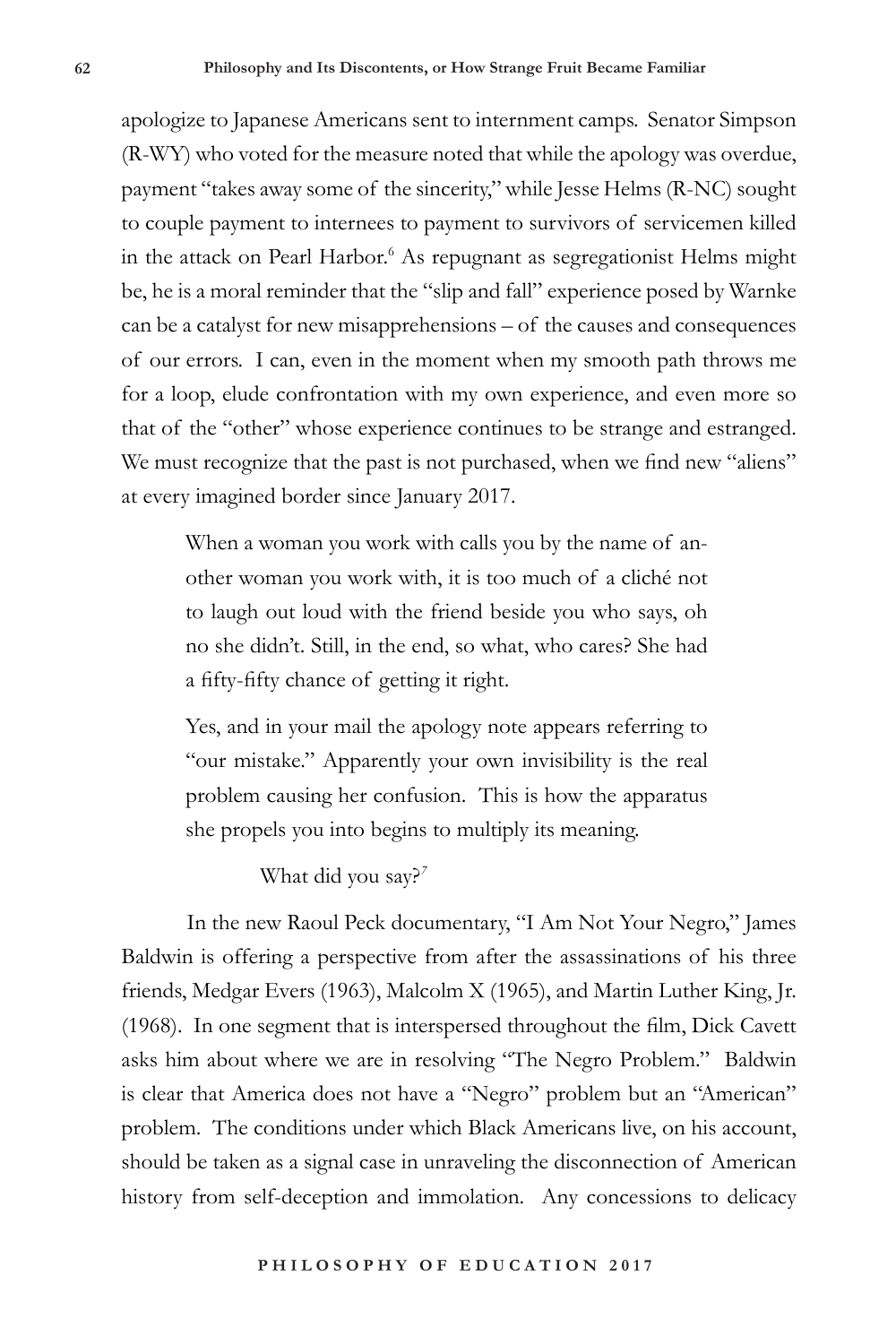apologize to Japanese Americans sent to internment camps. Senator Simpson (R-WY) who voted for the measure noted that while the apology was overdue, payment "takes away some of the sincerity," while Jesse Helms (R-NC) sought to couple payment to internees to payment to survivors of servicemen killed in the attack on Pearl Harbor.[6] As repugnant as segregationist Helms might be, he is a moral reminder that the "slip and fall" experience posed by Warnke can be a catalyst for new misapprehensions – of the causes and consequences of our errors. I can, even in the moment when my smooth path throws me for a loop, elude confrontation with my own experience, and even more so that of the "other" whose experience continues to be strange and estranged. We must recognize that the past is not purchased, when we find new "aliens" at every imagined border since January 2017.

> When a woman you work with calls you by the name of another woman you work with, it is too much of a cliché not to laugh out loud with the friend beside you who says, oh no she didn't. Still, in the end, so what, who cares? She had a fifty-fifty chance of getting it right.
>
> Yes, and in your mail the apology note appears referring to "our mistake." Apparently your own invisibility is the real problem causing her confusion. This is how the apparatus she propels you into begins to multiply its meaning.
>
> What did you say?[7]

In the new Raoul Peck documentary, "I Am Not Your Negro," James Baldwin is offering a perspective from after the assassinations of his three friends, Medgar Evers (1963), Malcolm X (1965), and Martin Luther King, Jr. (1968). In one segment that is interspersed throughout the film, Dick Cavett asks him about where we are in resolving "The Negro Problem." Baldwin is clear that America does not have a "Negro" problem but an "American" problem. The conditions under which Black Americans live, on his account, should be taken as a signal case in unraveling the disconnection of American history from self-deception and immolation. Any concessions to delicacy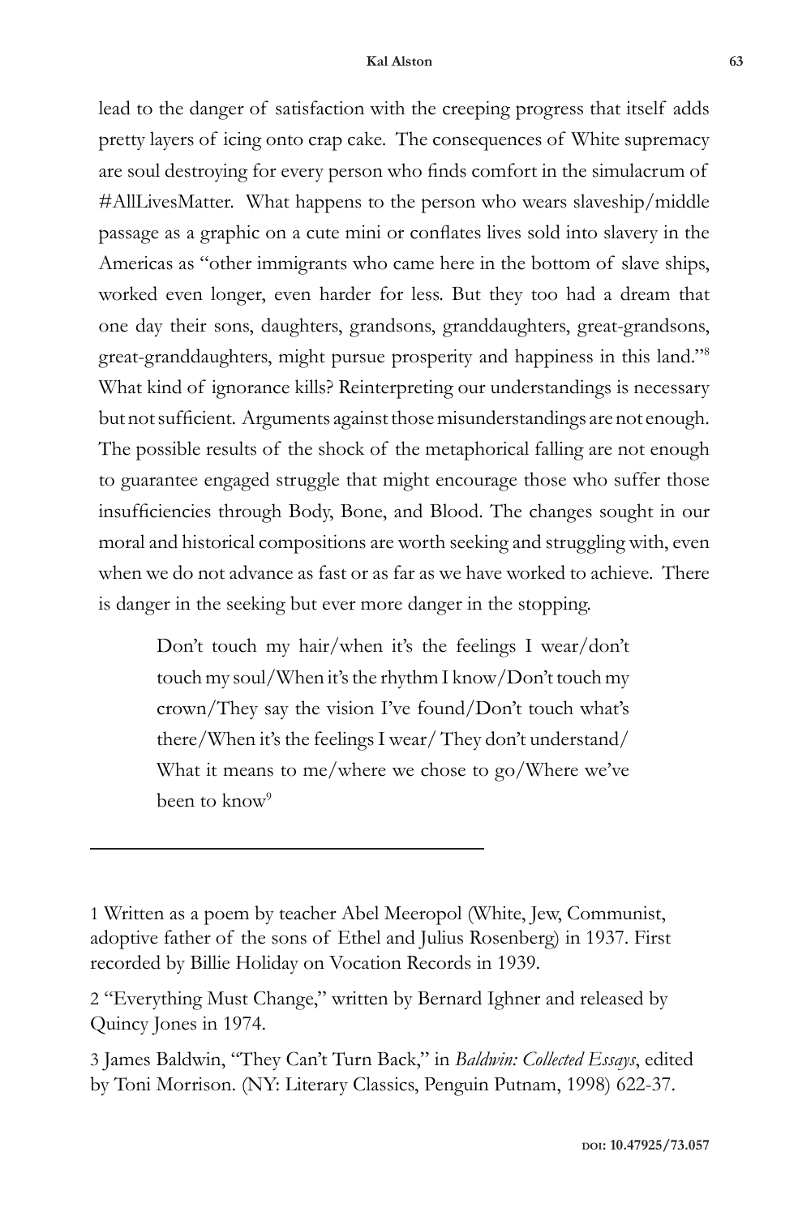lead to the danger of satisfaction with the creeping progress that itself adds pretty layers of icing onto crap cake. The consequences of White supremacy are soul destroying for every person who finds comfort in the simulacrum of #AllLivesMatter. What happens to the person who wears slaveship/middle passage as a graphic on a cute mini or conflates lives sold into slavery in the Americas as "other immigrants who came here in the bottom of slave ships, worked even longer, even harder for less. But they too had a dream that one day their sons, daughters, grandsons, granddaughters, great-grandsons, great-granddaughters, might pursue prosperity and happiness in this land."[8] What kind of ignorance kills? Reinterpreting our understandings is necessary but not sufficient. Arguments against those misunderstandings are not enough. The possible results of the shock of the metaphorical falling are not enough to guarantee engaged struggle that might encourage those who suffer those insufficiencies through Body, Bone, and Blood. The changes sought in our moral and historical compositions are worth seeking and struggling with, even when we do not advance as fast or as far as we have worked to achieve. There is danger in the seeking but ever more danger in the stopping.

> Don't touch my hair/when it's the feelings I wear/don't touch my soul/When it's the rhythm I know/Don't touch my crown/They say the vision I've found/Don't touch what's there/When it's the feelings I wear/ They don't understand/ What it means to me/where we chose to go/Where we've been to know[9]

---

1 Written as a poem by teacher Abel Meeropol (White, Jew, Communist, adoptive father of the sons of Ethel and Julius Rosenberg) in 1937. First recorded by Billie Holiday on Vocation Records in 1939.

2 "Everything Must Change," written by Bernard Ighner and released by Quincy Jones in 1974.

3 James Baldwin, "They Can't Turn Back," in *Baldwin: Collected Essays*, edited by Toni Morrison. (NY: Literary Classics, Penguin Putnam, 1998) 622-37.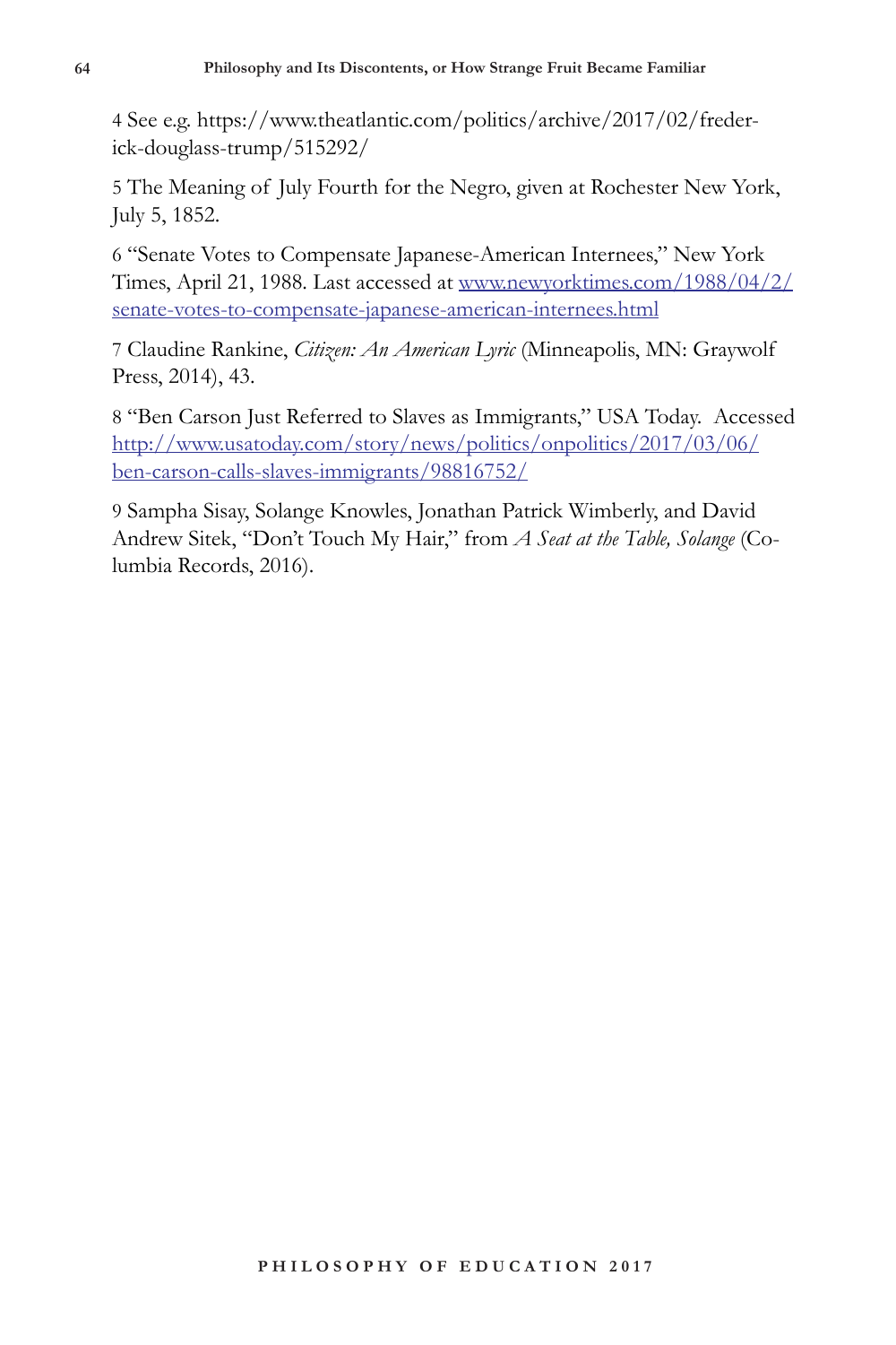4 See e.g. https://www.theatlantic.com/politics/archive/2017/02/frederick-douglass-trump/515292/

5 The Meaning of July Fourth for the Negro, given at Rochester New York, July 5, 1852.

6 "Senate Votes to Compensate Japanese-American Internees," New York Times, April 21, 1988. Last accessed at [www.newyorktimes.com/1988/04/2/senate-votes-to-compensate-japanese-american-internees.html](www.newyorktimes.com/1988/04/2/senate-votes-to-compensate-japanese-american-internees.html)

7 Claudine Rankine, *Citizen: An American Lyric* (Minneapolis, MN: Graywolf Press, 2014), 43.

8 "Ben Carson Just Referred to Slaves as Immigrants," USA Today. Accessed [http://www.usatoday.com/story/news/politics/onpolitics/2017/03/06/ben-carson-calls-slaves-immigrants/98816752/](http://www.usatoday.com/story/news/politics/onpolitics/2017/03/06/ben-carson-calls-slaves-immigrants/98816752/)

9 Sampha Sisay, Solange Knowles, Jonathan Patrick Wimberly, and David Andrew Sitek, "Don't Touch My Hair," from *A Seat at the Table, Solange* (Columbia Records, 2016).